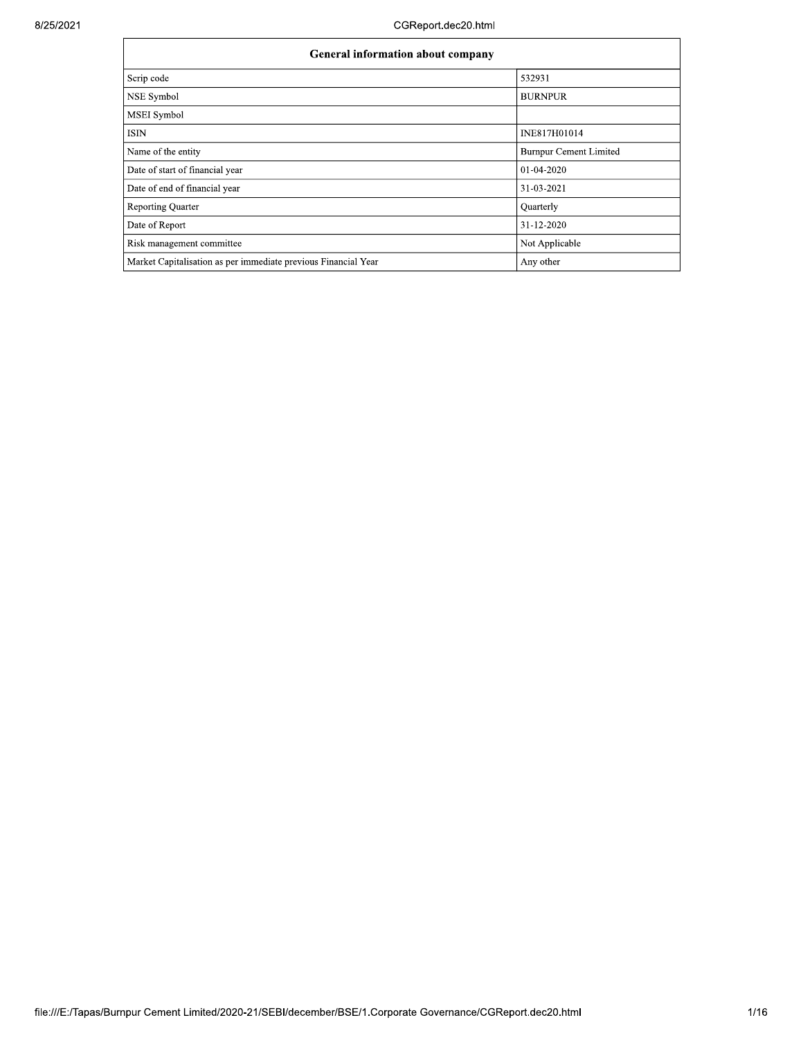| General information about company | |
|---|---|
| Scrip code | 532931 |
| NSE Symbol | BURNPUR |
| MSEI Symbol | |
| ISIN | INE817H01014 |
| Name of the entity | Burnpur Cement Limited |
| Date of start of financial year | 01-04-2020 |
| Date of end of financial year | 31-03-2021 |
| Reporting Quarter | Quarterly |
| Date of Report | 31-12-2020 |
| Risk management committee | Not Applicable |
| Market Capitalisation as per immediate previous Financial Year | Any other |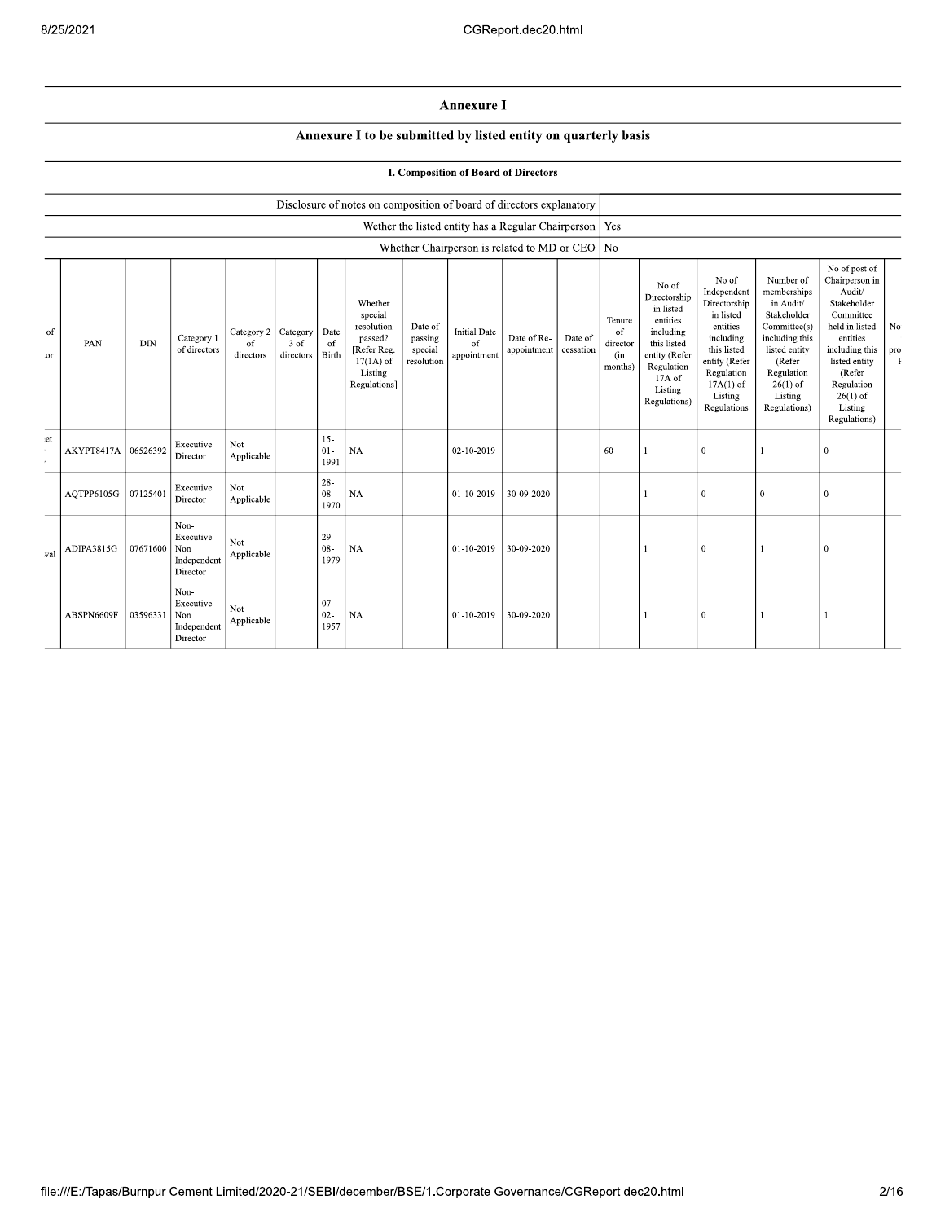## Annexure I

### Annexure I to be submitted by listed entity on quarterly basis

#### I. Composition of Board of Directors

| | |
|---|---|
| Disclosure of notes on composition of board of directors explanatory | |
| Wether the listed entity has a Regular Chairperson | Yes |
| Whether Chairperson is related to MD or CEO | No |

| of ...or | PAN | DIN | Category 1 of directors | Category 2 of directors | Category 3 of directors | Date of Birth | Whether special resolution passed? [Refer Reg. 17(1A) of Listing Regulations] | Date of passing special resolution | Initial Date of appointment | Date of Re-appointment | Date of cessation | Tenure of director (in months) | No of Directorship in listed entities including this listed entity (Refer Regulation 17A of Listing Regulations) | No of Independent Directorship in listed entities including this listed entity (Refer Regulation 17A(1) of Listing Regulations | Number of memberships in Audit/ Stakeholder Committee(s) including this listed entity (Refer Regulation 26(1) of Listing Regulations) | No of post of Chairperson in Audit/ Stakeholder Committee held in listed entities including this listed entity (Refer Regulation 26(1) of Listing Regulations) | No... pro... |
|---|---|---|---|---|---|---|---|---|---|---|---|---|---|---|---|---|---|
| ...et | AKYPT8417A | 06526392 | Executive Director | Not Applicable | | 15-01-1991 | NA | | 02-10-2019 | | | 60 | 1 | 0 | 1 | 0 | |
| | AQTPP6105G | 07125401 | Executive Director | Not Applicable | | 28-08-1970 | NA | | 01-10-2019 | 30-09-2020 | | | 1 | 0 | 0 | 0 | |
| ...wal | ADIPA3815G | 07671600 | Non-Executive - Non Independent Director | Not Applicable | | 29-08-1979 | NA | | 01-10-2019 | 30-09-2020 | | | 1 | 0 | 1 | 0 | |
| | ABSPN6609F | 03596331 | Non-Executive - Non Independent Director | Not Applicable | | 07-02-1957 | NA | | 01-10-2019 | 30-09-2020 | | | 1 | 0 | 1 | 1 | |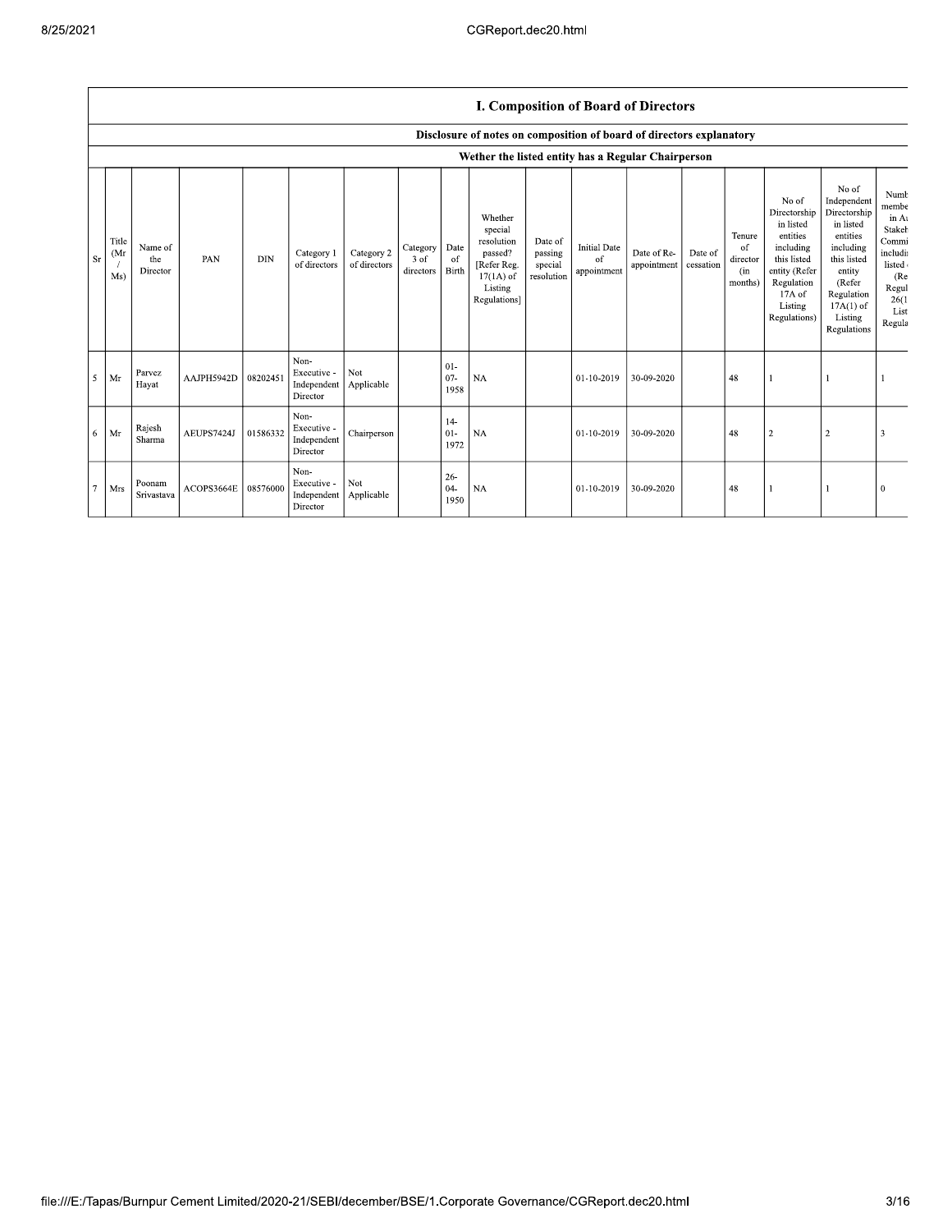## I. Composition of Board of Directors

### Disclosure of notes on composition of board of directors explanatory

### Wether the listed entity has a Regular Chairperson

| Sr | Title (Mr / Ms) | Name of the Director | PAN | DIN | Category 1 of directors | Category 2 of directors | Category 3 of directors | Date of Birth | Whether special resolution passed? [Refer Reg. 17(1A) of Listing Regulations] | Date of passing special resolution | Initial Date of appointment | Date of Re-appointment | Date of cessation | Tenure of director (in months) | No of Directorship in listed entities including this listed entity (Refer Regulation 17A of Listing Regulations) | No of Independent Directorship in listed entities including this listed entity (Refer Regulation 17A(1) of Listing Regulations | Numb membe in A Stakeh Commi includi listed (Re Regul 26(1 List Regula |
|---|---|---|---|---|---|---|---|---|---|---|---|---|---|---|---|---|---|
| 5 | Mr | Parvez Hayat | AAJPH5942D | 08202451 | Non-Executive - Independent Director | Not Applicable | | 01-07-1958 | NA | | 01-10-2019 | 30-09-2020 | | 48 | 1 | 1 | 1 |
| 6 | Mr | Rajesh Sharma | AEUPS7424J | 01586332 | Non-Executive - Independent Director | Chairperson | | 14-01-1972 | NA | | 01-10-2019 | 30-09-2020 | | 48 | 2 | 2 | 3 |
| 7 | Mrs | Poonam Srivastava | ACOPS3664E | 08576000 | Non-Executive - Independent Director | Not Applicable | | 26-04-1950 | NA | | 01-10-2019 | 30-09-2020 | | 48 | 1 | 1 | 0 |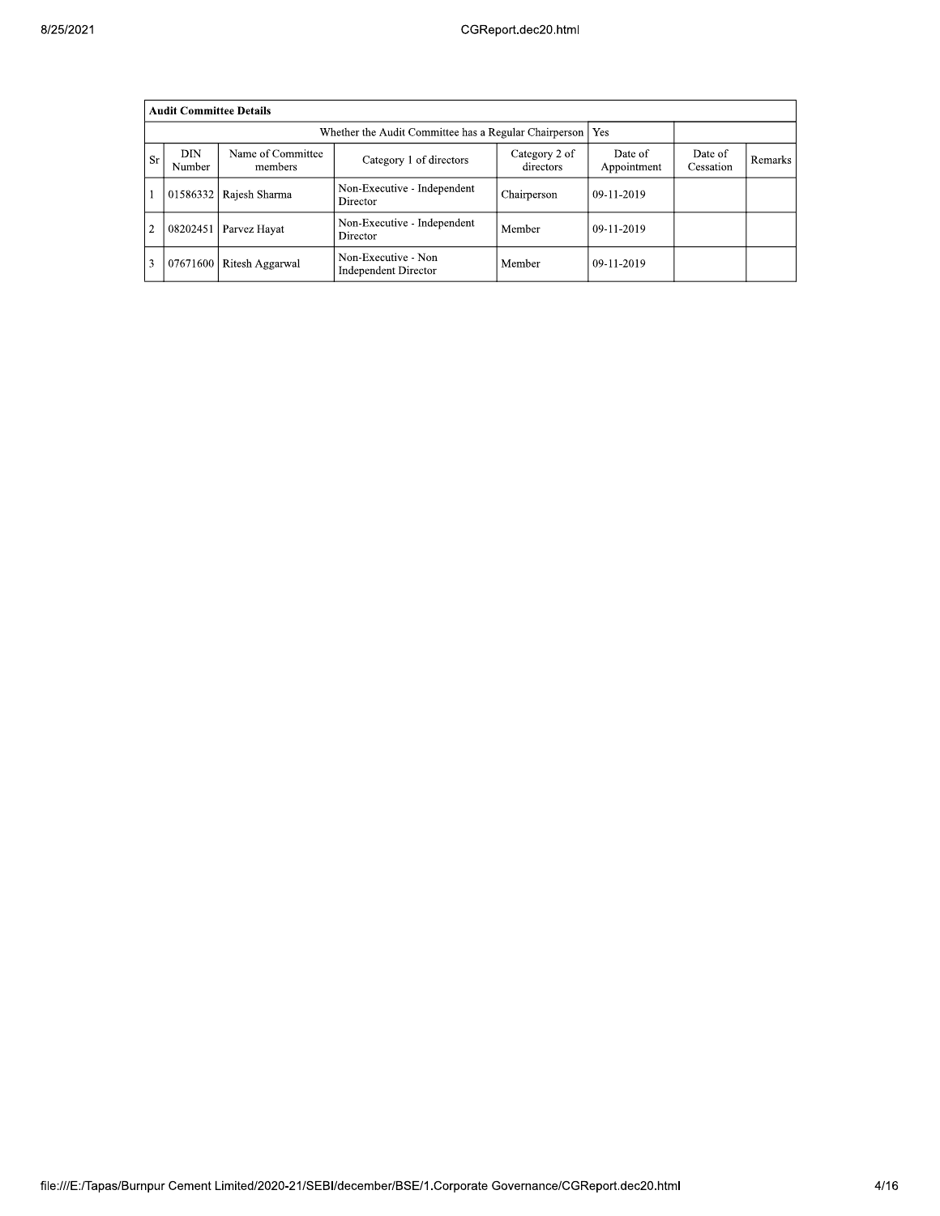| Audit Committee Details | | | | | | | |
|---|---|---|---|---|---|---|---|
| Whether the Audit Committee has a Regular Chairperson | | | | | Yes | | |
| Sr | DIN Number | Name of Committee members | Category 1 of directors | Category 2 of directors | Date of Appointment | Date of Cessation | Remarks |
| 1 | 01586332 | Rajesh Sharma | Non-Executive - Independent Director | Chairperson | 09-11-2019 | | |
| 2 | 08202451 | Parvez Hayat | Non-Executive - Independent Director | Member | 09-11-2019 | | |
| 3 | 07671600 | Ritesh Aggarwal | Non-Executive - Non Independent Director | Member | 09-11-2019 | | |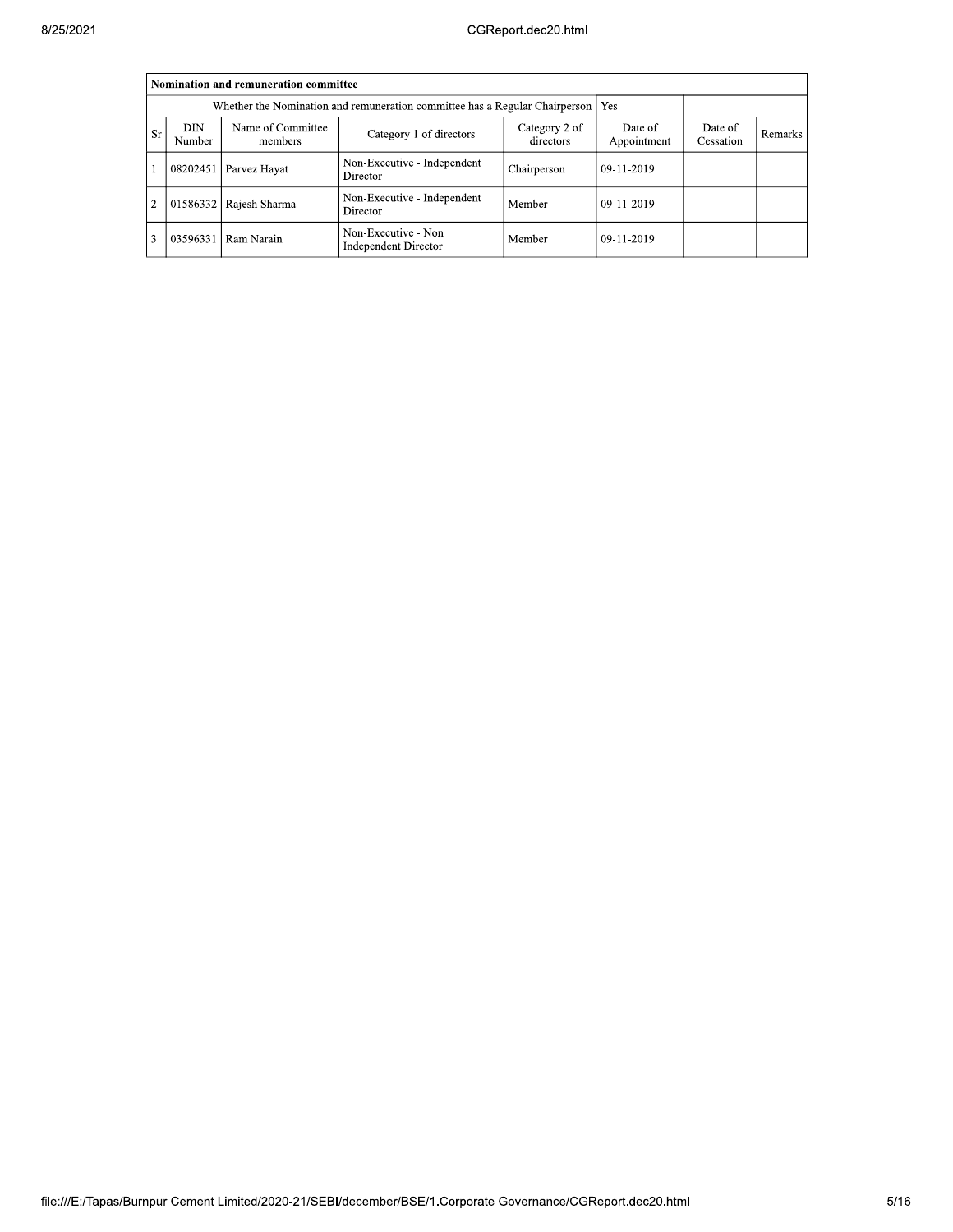| Nomination and remuneration committee | | | | | | | |
|---|---|---|---|---|---|---|---|
| Whether the Nomination and remuneration committee has a Regular Chairperson | | | | | Yes | | |
| Sr | DIN Number | Name of Committee members | Category 1 of directors | Category 2 of directors | Date of Appointment | Date of Cessation | Remarks |
| 1 | 08202451 | Parvez Hayat | Non-Executive - Independent Director | Chairperson | 09-11-2019 | | |
| 2 | 01586332 | Rajesh Sharma | Non-Executive - Independent Director | Member | 09-11-2019 | | |
| 3 | 03596331 | Ram Narain | Non-Executive - Non Independent Director | Member | 09-11-2019 | | |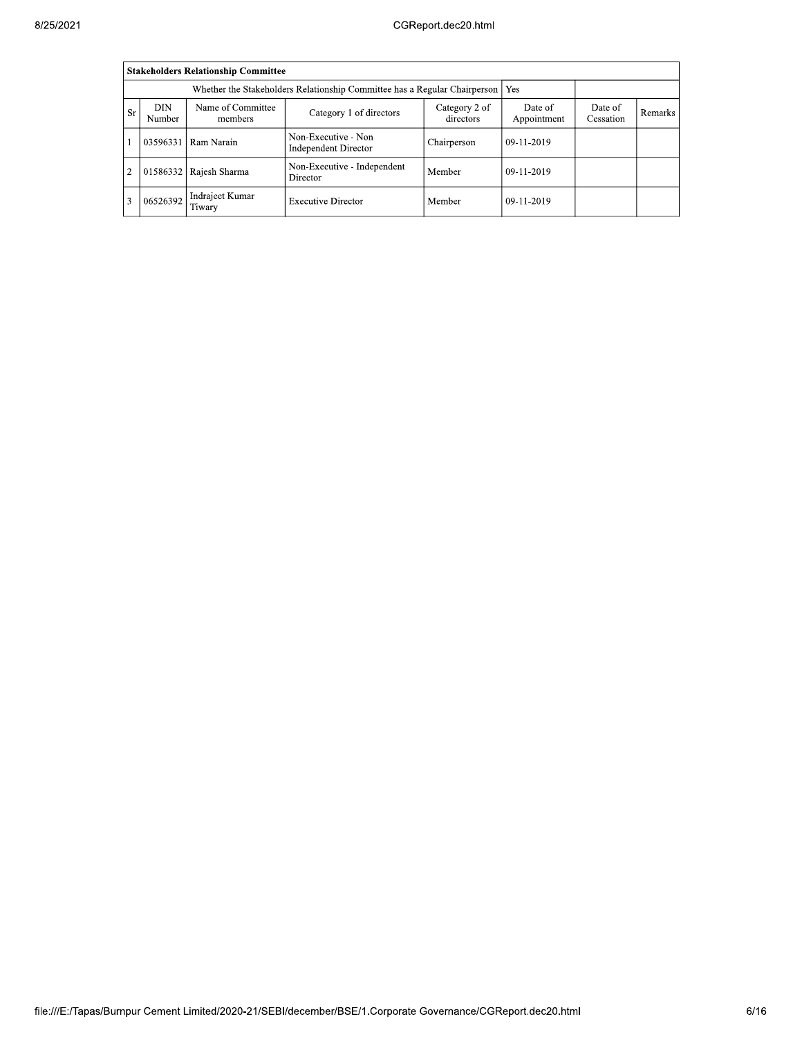| Stakeholders Relationship Committee | | | | | | | |
|---|---|---|---|---|---|---|---|
| Whether the Stakeholders Relationship Committee has a Regular Chairperson | | | | | Yes | | |
| Sr | DIN Number | Name of Committee members | Category 1 of directors | Category 2 of directors | Date of Appointment | Date of Cessation | Remarks |
| 1 | 03596331 | Ram Narain | Non-Executive - Non Independent Director | Chairperson | 09-11-2019 | | |
| 2 | 01586332 | Rajesh Sharma | Non-Executive - Independent Director | Member | 09-11-2019 | | |
| 3 | 06526392 | Indrajeet Kumar Tiwary | Executive Director | Member | 09-11-2019 | | |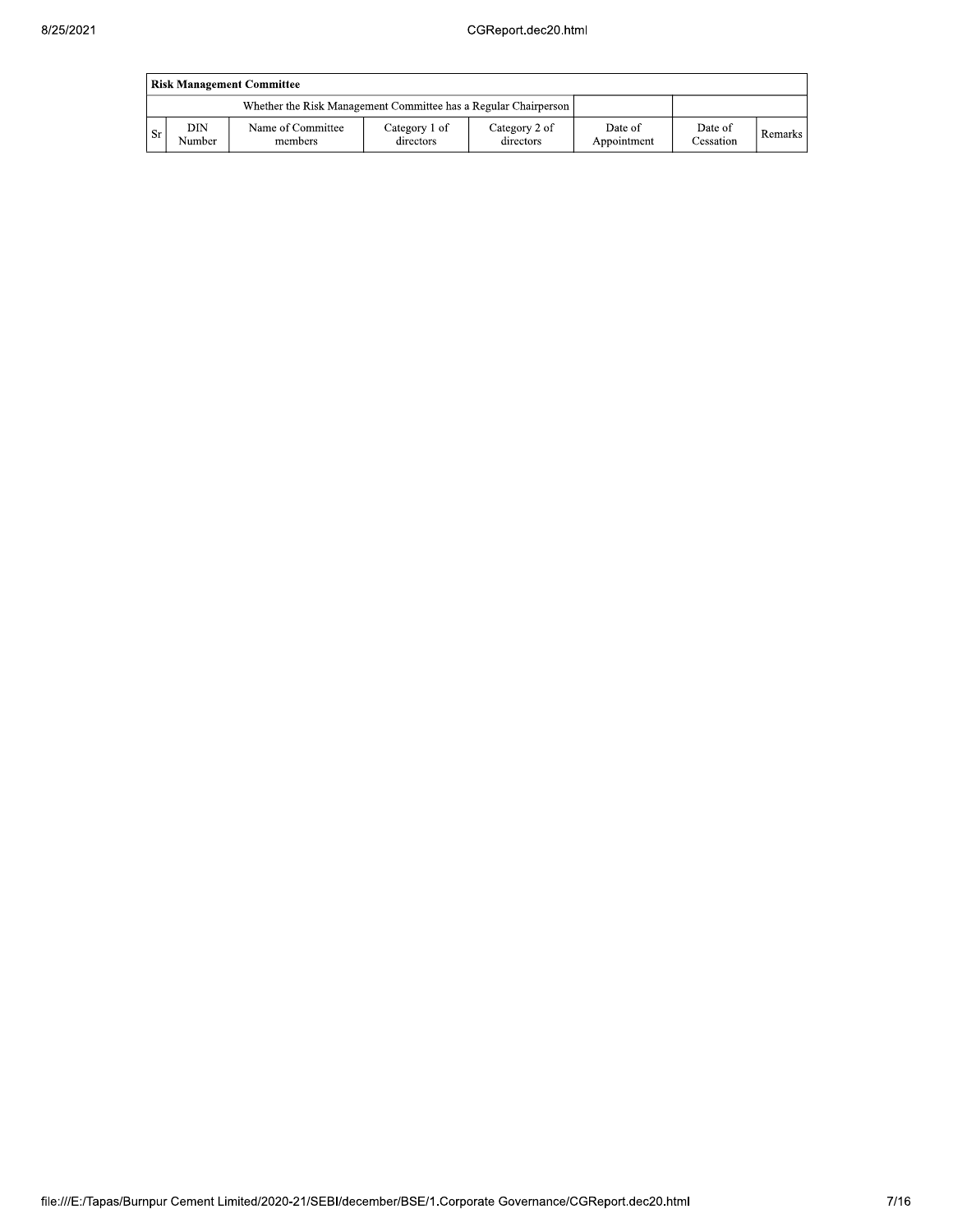| Risk Management Committee | | | | | | | |
|---|---|---|---|---|---|---|---|
| Whether the Risk Management Committee has a Regular Chairperson | | | | | | | |
| Sr | DIN Number | Name of Committee members | Category 1 of directors | Category 2 of directors | Date of Appointment | Date of Cessation | Remarks |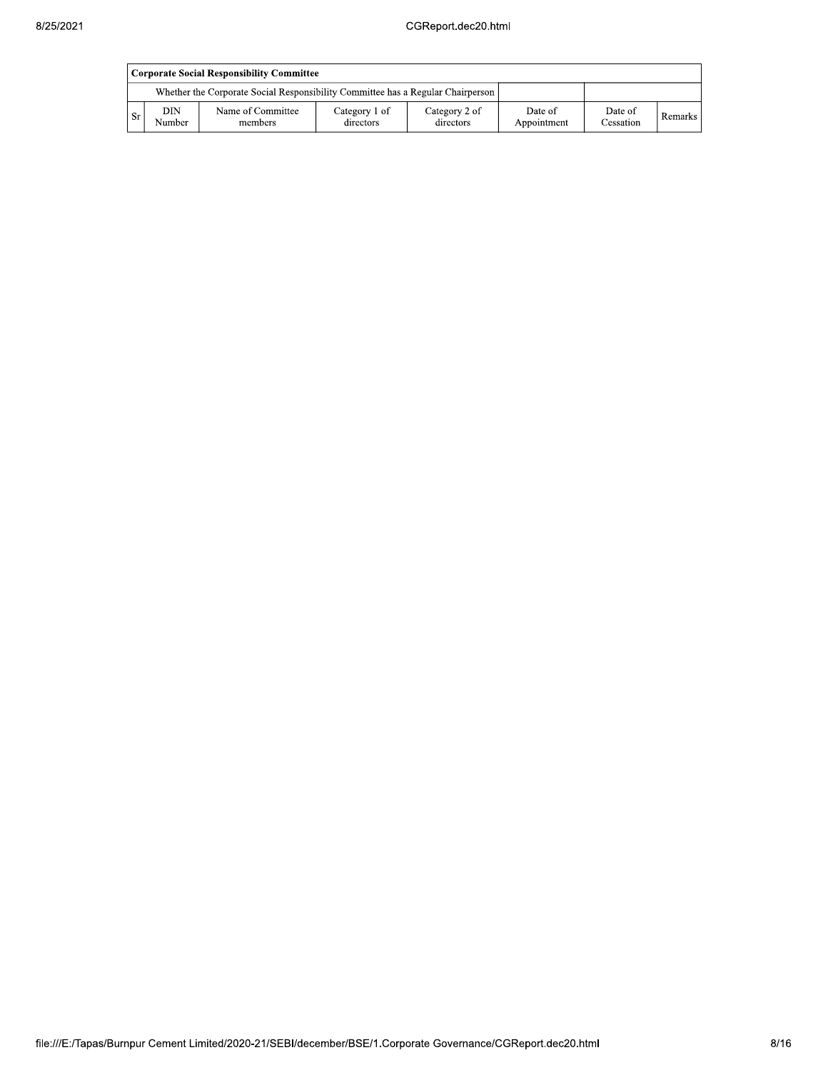| Corporate Social Responsibility Committee | | | | | | | |
|---|---|---|---|---|---|---|---|
| Whether the Corporate Social Responsibility Committee has a Regular Chairperson | | | | | | | |
| Sr | DIN Number | Name of Committee members | Category 1 of directors | Category 2 of directors | Date of Appointment | Date of Cessation | Remarks |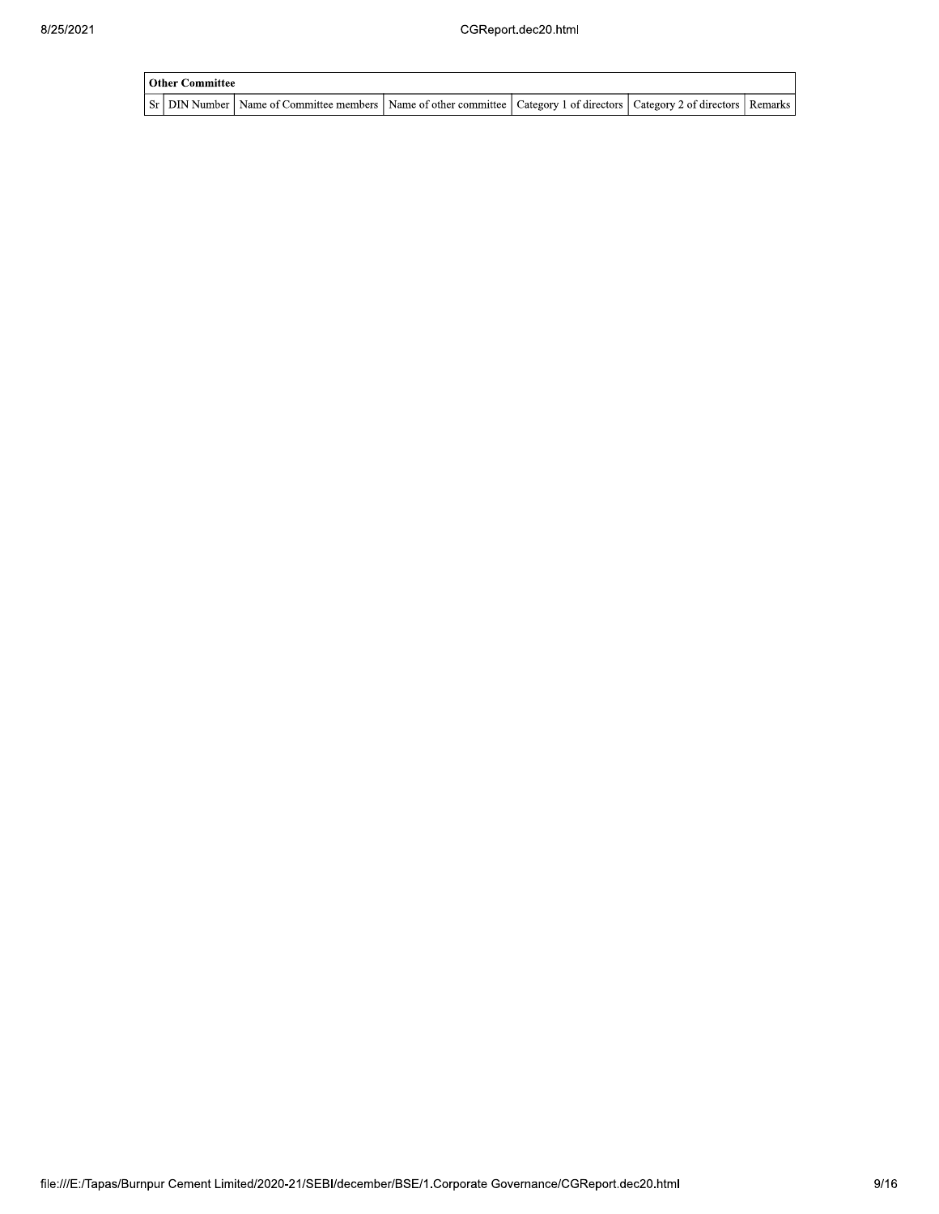| Other Committee | | | | | | |
|---|---|---|---|---|---|---|
| Sr | DIN Number | Name of Committee members | Name of other committee | Category 1 of directors | Category 2 of directors | Remarks |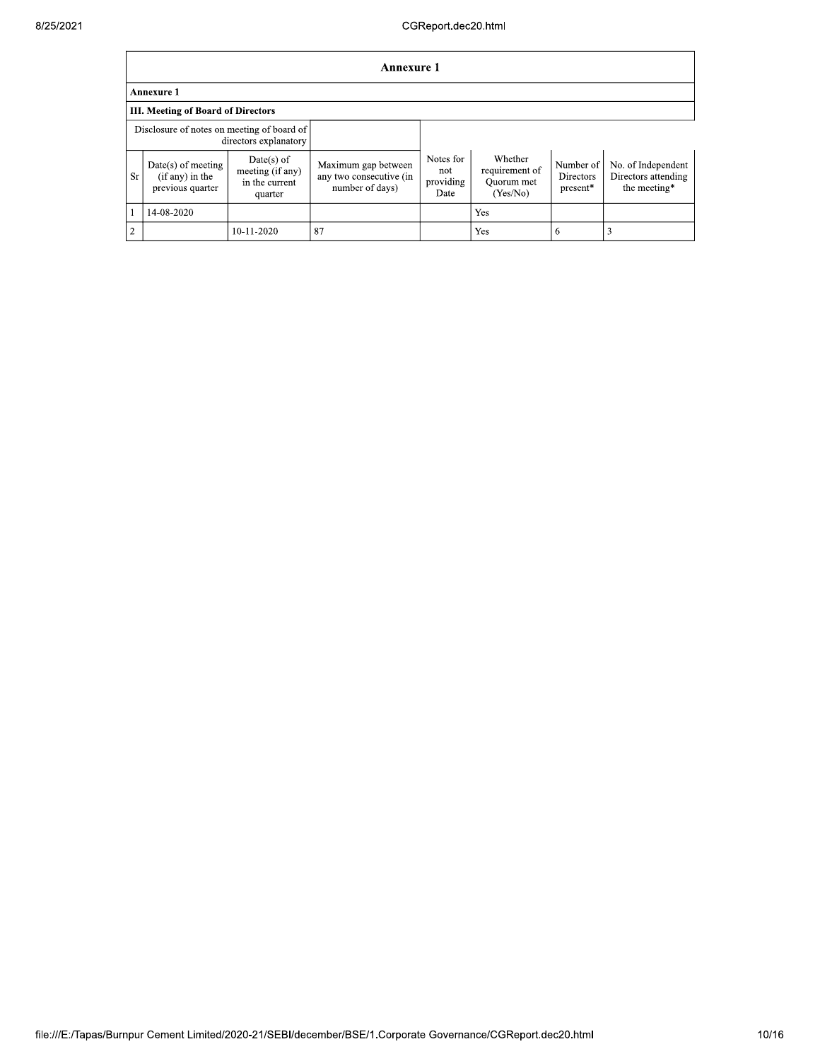## Annexure 1

### Annexure 1

### III. Meeting of Board of Directors

| Disclosure of notes on meeting of board of directors explanatory | | | | | | | |
|---|---|---|---|---|---|---|---|
| Sr | Date(s) of meeting (if any) in the previous quarter | Date(s) of meeting (if any) in the current quarter | Maximum gap between any two consecutive (in number of days) | Notes for not providing Date | Whether requirement of Quorum met (Yes/No) | Number of Directors present* | No. of Independent Directors attending the meeting* |
| 1 | 14-08-2020 | | | | Yes | | |
| 2 | | 10-11-2020 | 87 | | Yes | 6 | 3 |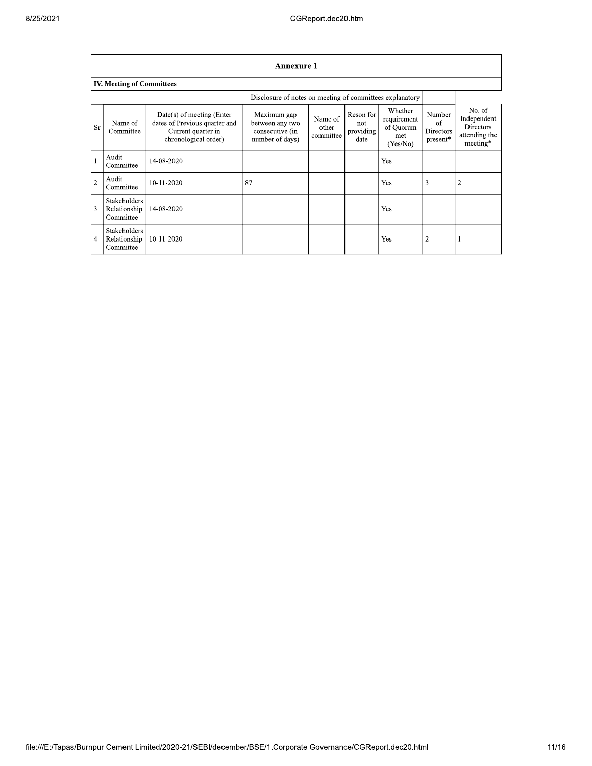## Annexure 1

### IV. Meeting of Committees

Disclosure of notes on meeting of committees explanatory

| Sr | Name of Committee | Date(s) of meeting (Enter dates of Previous quarter and Current quarter in chronological order) | Maximum gap between any two consecutive (in number of days) | Name of other committee | Reson for not providing date | Whether requirement of Quorum met (Yes/No) | Number of Directors present* | No. of Independent Directors attending the meeting* |
|---|---|---|---|---|---|---|---|---|
| 1 | Audit Committee | 14-08-2020 | | | | Yes | | |
| 2 | Audit Committee | 10-11-2020 | 87 | | | Yes | 3 | 2 |
| 3 | Stakeholders Relationship Committee | 14-08-2020 | | | | Yes | | |
| 4 | Stakeholders Relationship Committee | 10-11-2020 | | | | Yes | 2 | 1 |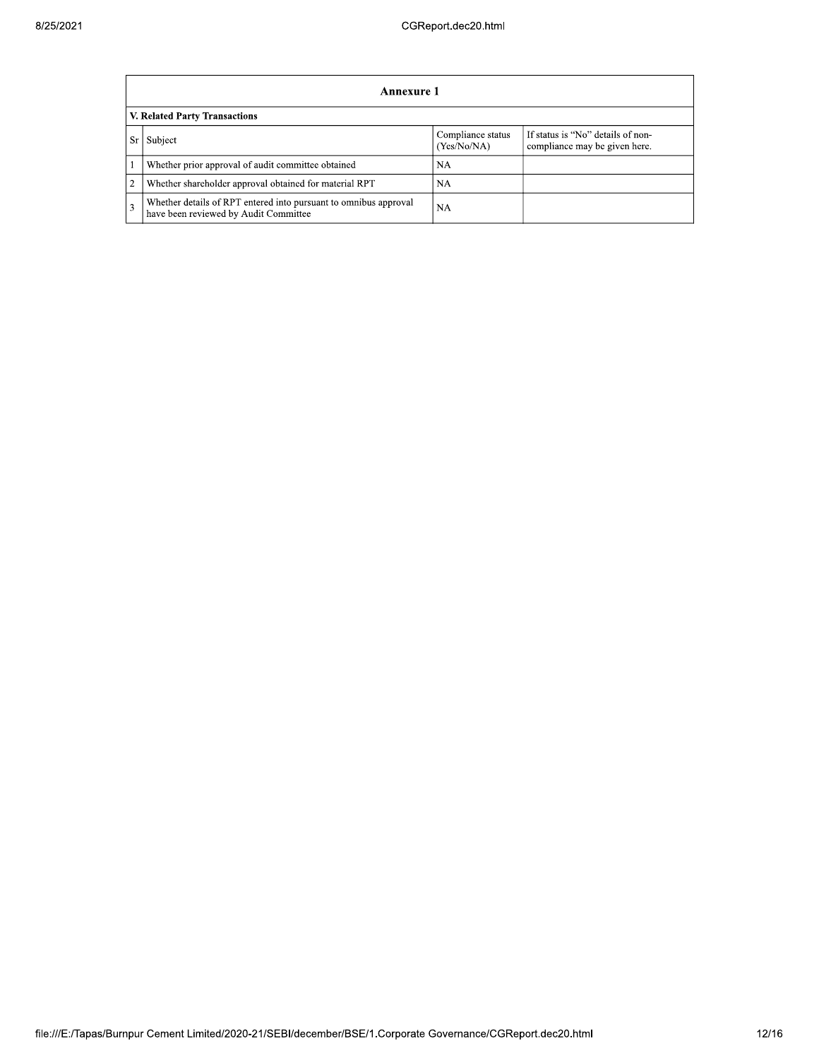| Annexure 1 | | | |
|---|---|---|---|
| **V. Related Party Transactions** | | | |
| Sr | Subject | Compliance status (Yes/No/NA) | If status is "No" details of non-compliance may be given here. |
| 1 | Whether prior approval of audit committee obtained | NA | |
| 2 | Whether shareholder approval obtained for material RPT | NA | |
| 3 | Whether details of RPT entered into pursuant to omnibus approval have been reviewed by Audit Committee | NA | |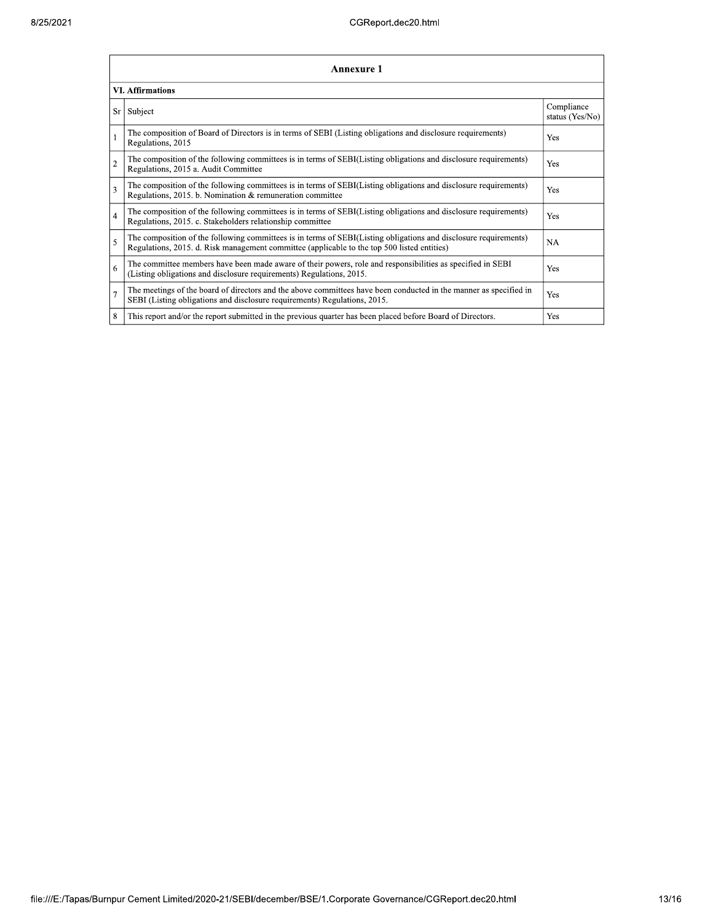## Annexure 1

### VI. Affirmations

| Sr | Subject | Compliance status (Yes/No) |
|---|---|---|
| 1 | The composition of Board of Directors is in terms of SEBI (Listing obligations and disclosure requirements) Regulations, 2015 | Yes |
| 2 | The composition of the following committees is in terms of SEBI(Listing obligations and disclosure requirements) Regulations, 2015 a. Audit Committee | Yes |
| 3 | The composition of the following committees is in terms of SEBI(Listing obligations and disclosure requirements) Regulations, 2015. b. Nomination & remuneration committee | Yes |
| 4 | The composition of the following committees is in terms of SEBI(Listing obligations and disclosure requirements) Regulations, 2015. c. Stakeholders relationship committee | Yes |
| 5 | The composition of the following committees is in terms of SEBI(Listing obligations and disclosure requirements) Regulations, 2015. d. Risk management committee (applicable to the top 500 listed entities) | NA |
| 6 | The committee members have been made aware of their powers, role and responsibilities as specified in SEBI (Listing obligations and disclosure requirements) Regulations, 2015. | Yes |
| 7 | The meetings of the board of directors and the above committees have been conducted in the manner as specified in SEBI (Listing obligations and disclosure requirements) Regulations, 2015. | Yes |
| 8 | This report and/or the report submitted in the previous quarter has been placed before Board of Directors. | Yes |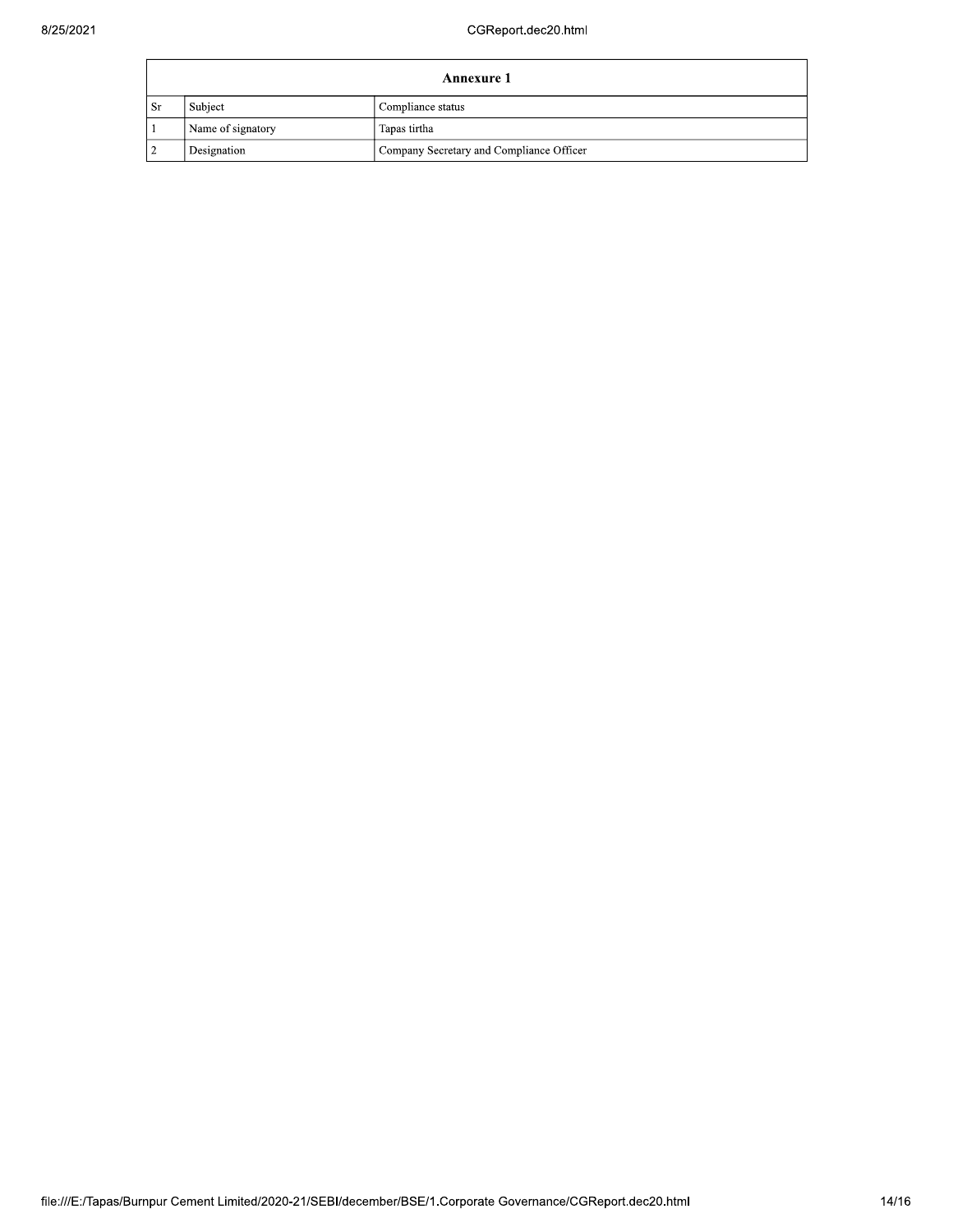| Annexure 1 | | |
|---|---|---|
| Sr | Subject | Compliance status |
| 1 | Name of signatory | Tapas tirtha |
| 2 | Designation | Company Secretary and Compliance Officer |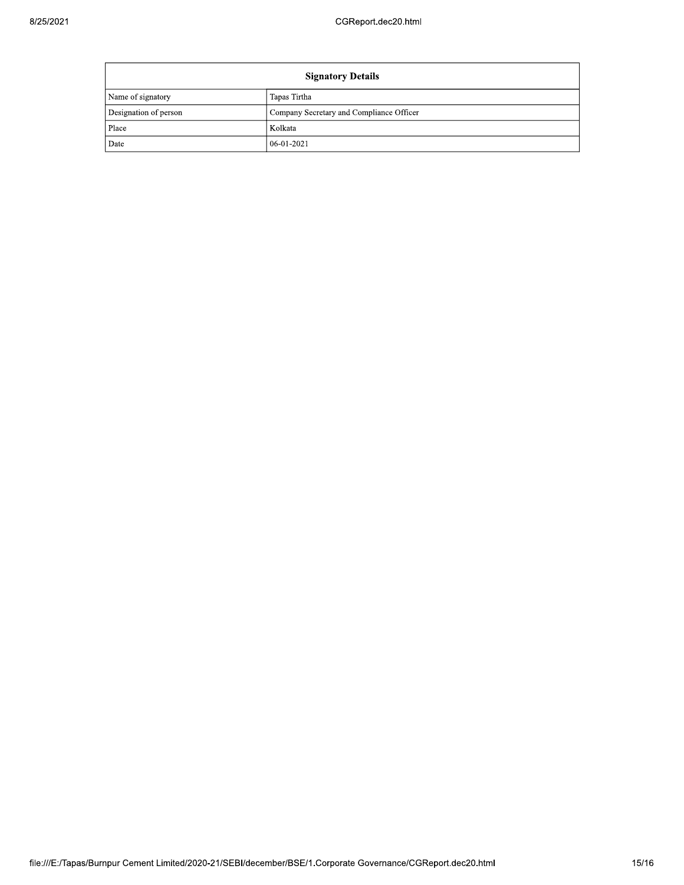| Signatory Details | |
|---|---|
| Name of signatory | Tapas Tirtha |
| Designation of person | Company Secretary and Compliance Officer |
| Place | Kolkata |
| Date | 06-01-2021 |